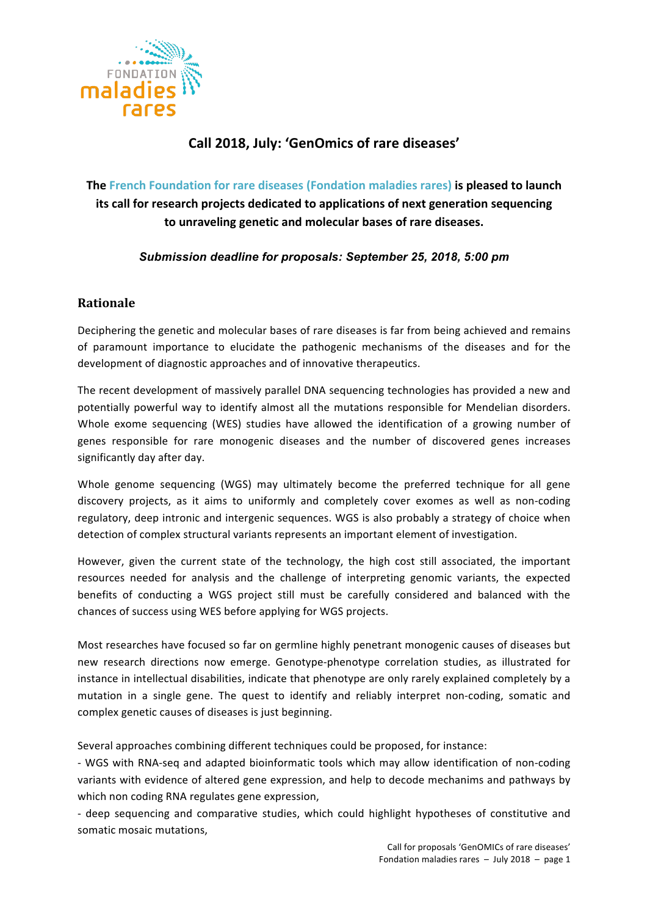# Call 2018, July: 'GenOmics of rare diseases'

**The French Foundation for rare diseases (Fondation maladies rares) is pleased to launch its call for research projects dedicated to applications of next generation sequencing to unraveling genetic and molecular bases of rare diseases.**

***Submission deadline for proposals: September 25, 2018, 5:00 pm***

## Rationale

Deciphering the genetic and molecular bases of rare diseases is far from being achieved and remains of paramount importance to elucidate the pathogenic mechanisms of the diseases and for the development of diagnostic approaches and of innovative therapeutics.

The recent development of massively parallel DNA sequencing technologies has provided a new and potentially powerful way to identify almost all the mutations responsible for Mendelian disorders. Whole exome sequencing (WES) studies have allowed the identification of a growing number of genes responsible for rare monogenic diseases and the number of discovered genes increases significantly day after day.

Whole genome sequencing (WGS) may ultimately become the preferred technique for all gene discovery projects, as it aims to uniformly and completely cover exomes as well as non-coding regulatory, deep intronic and intergenic sequences. WGS is also probably a strategy of choice when detection of complex structural variants represents an important element of investigation.

However, given the current state of the technology, the high cost still associated, the important resources needed for analysis and the challenge of interpreting genomic variants, the expected benefits of conducting a WGS project still must be carefully considered and balanced with the chances of success using WES before applying for WGS projects.

Most researches have focused so far on germline highly penetrant monogenic causes of diseases but new research directions now emerge. Genotype-phenotype correlation studies, as illustrated for instance in intellectual disabilities, indicate that phenotype are only rarely explained completely by a mutation in a single gene. The quest to identify and reliably interpret non-coding, somatic and complex genetic causes of diseases is just beginning.

Several approaches combining different techniques could be proposed, for instance:

- WGS with RNA-seq and adapted bioinformatic tools which may allow identification of non-coding variants with evidence of altered gene expression, and help to decode mechanims and pathways by which non coding RNA regulates gene expression,
- deep sequencing and comparative studies, which could highlight hypotheses of constitutive and somatic mosaic mutations,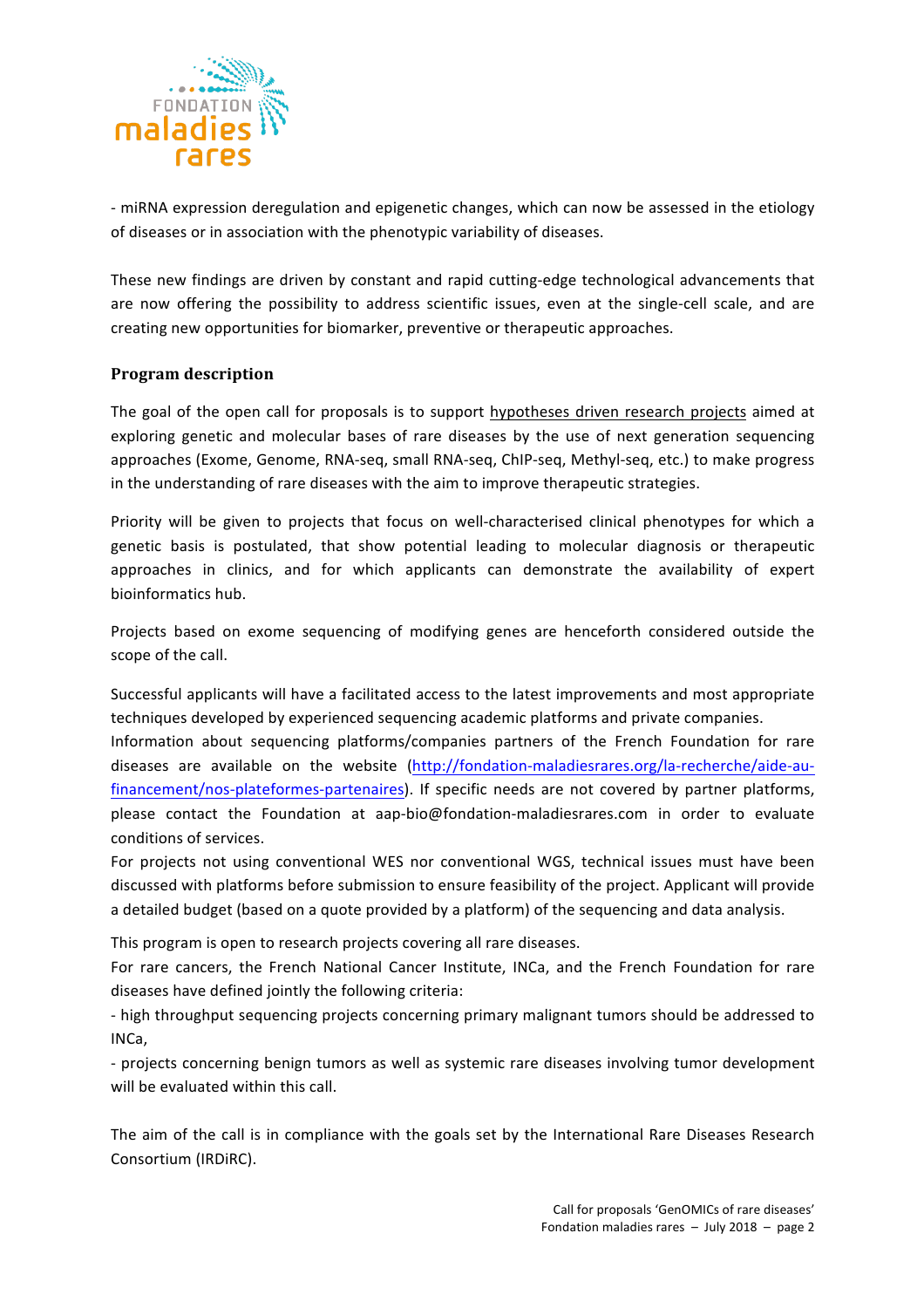- miRNA expression deregulation and epigenetic changes, which can now be assessed in the etiology of diseases or in association with the phenotypic variability of diseases.

These new findings are driven by constant and rapid cutting-edge technological advancements that are now offering the possibility to address scientific issues, even at the single-cell scale, and are creating new opportunities for biomarker, preventive or therapeutic approaches.

## Program description

The goal of the open call for proposals is to support hypotheses driven research projects aimed at exploring genetic and molecular bases of rare diseases by the use of next generation sequencing approaches (Exome, Genome, RNA-seq, small RNA-seq, ChIP-seq, Methyl-seq, etc.) to make progress in the understanding of rare diseases with the aim to improve therapeutic strategies.

Priority will be given to projects that focus on well-characterised clinical phenotypes for which a genetic basis is postulated, that show potential leading to molecular diagnosis or therapeutic approaches in clinics, and for which applicants can demonstrate the availability of expert bioinformatics hub.

Projects based on exome sequencing of modifying genes are henceforth considered outside the scope of the call.

Successful applicants will have a facilitated access to the latest improvements and most appropriate techniques developed by experienced sequencing academic platforms and private companies.
Information about sequencing platforms/companies partners of the French Foundation for rare diseases are available on the website (http://fondation-maladiesrares.org/la-recherche/aide-au-financement/nos-plateformes-partenaires). If specific needs are not covered by partner platforms, please contact the Foundation at aap-bio@fondation-maladiesrares.com in order to evaluate conditions of services.
For projects not using conventional WES nor conventional WGS, technical issues must have been discussed with platforms before submission to ensure feasibility of the project. Applicant will provide a detailed budget (based on a quote provided by a platform) of the sequencing and data analysis.

This program is open to research projects covering all rare diseases.
For rare cancers, the French National Cancer Institute, INCa, and the French Foundation for rare diseases have defined jointly the following criteria:
- high throughput sequencing projects concerning primary malignant tumors should be addressed to INCa,
- projects concerning benign tumors as well as systemic rare diseases involving tumor development will be evaluated within this call.

The aim of the call is in compliance with the goals set by the International Rare Diseases Research Consortium (IRDiRC).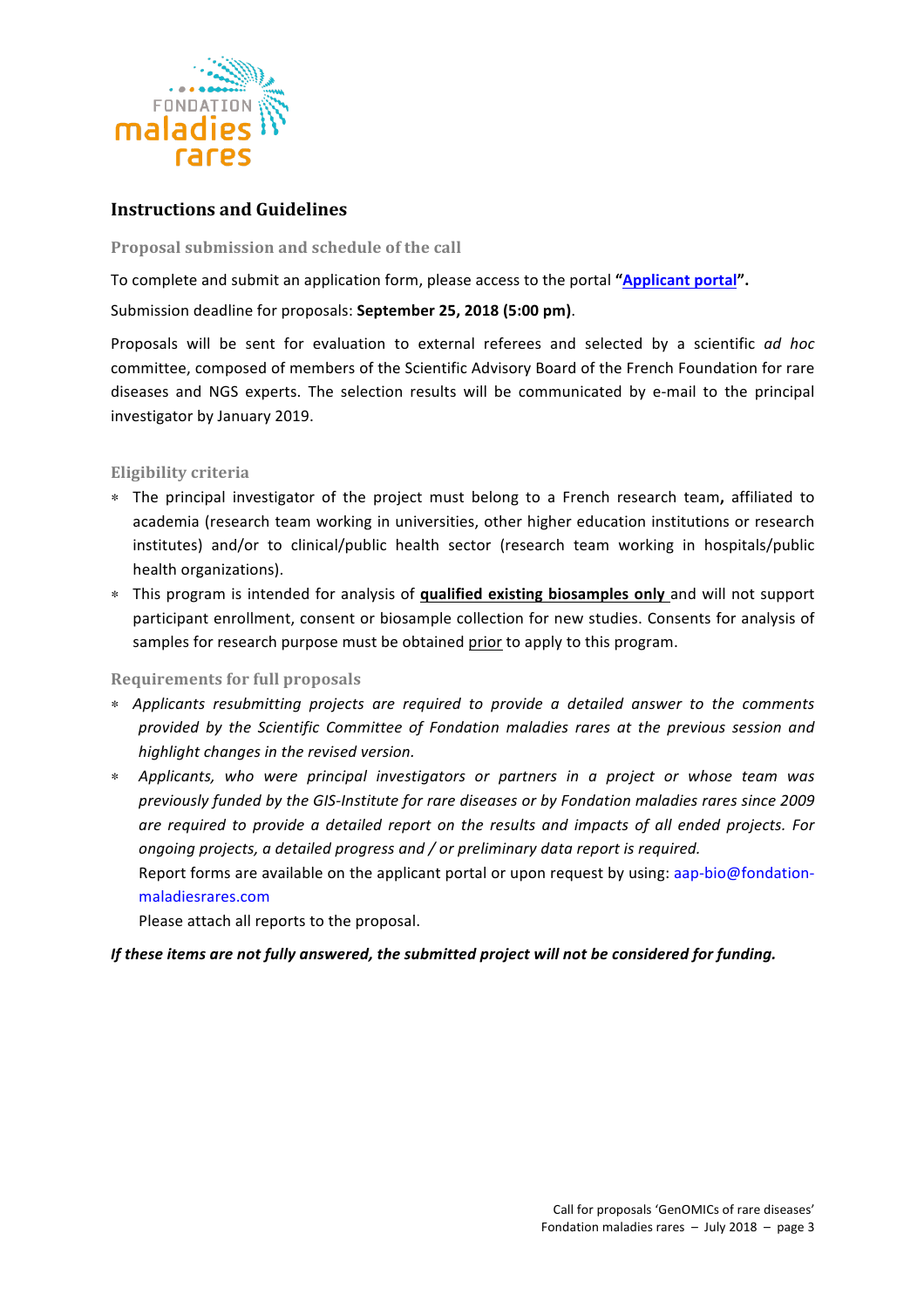FONDATION maladies rares

## Instructions and Guidelines

### Proposal submission and schedule of the call

To complete and submit an application form, please access to the portal **"Applicant portal"**.

Submission deadline for proposals: **September 25, 2018 (5:00 pm)**.

Proposals will be sent for evaluation to external referees and selected by a scientific *ad hoc* committee, composed of members of the Scientific Advisory Board of the French Foundation for rare diseases and NGS experts. The selection results will be communicated by e-mail to the principal investigator by January 2019.

### Eligibility criteria

* The principal investigator of the project must belong to a French research team**,** affiliated to academia (research team working in universities, other higher education institutions or research institutes) and/or to clinical/public health sector (research team working in hospitals/public health organizations).
* This program is intended for analysis of **qualified existing biosamples only** and will not support participant enrollment, consent or biosample collection for new studies. Consents for analysis of samples for research purpose must be obtained prior to apply to this program.

### Requirements for full proposals

* *Applicants resubmitting projects are required to provide a detailed answer to the comments provided by the Scientific Committee of Fondation maladies rares at the previous session and highlight changes in the revised version.*
* *Applicants, who were principal investigators or partners in a project or whose team was previously funded by the GIS-Institute for rare diseases or by Fondation maladies rares since 2009 are required to provide a detailed report on the results and impacts of all ended projects. For ongoing projects, a detailed progress and / or preliminary data report is required.*

  Report forms are available on the applicant portal or upon request by using: aap-bio@fondation-maladiesrares.com

  Please attach all reports to the proposal.

***If these items are not fully answered, the submitted project will not be considered for funding.***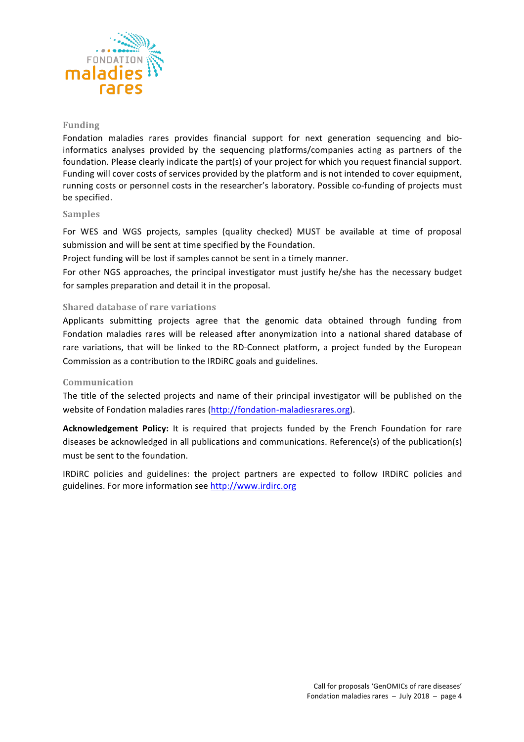## Funding

Fondation maladies rares provides financial support for next generation sequencing and bio-informatics analyses provided by the sequencing platforms/companies acting as partners of the foundation. Please clearly indicate the part(s) of your project for which you request financial support. Funding will cover costs of services provided by the platform and is not intended to cover equipment, running costs or personnel costs in the researcher's laboratory. Possible co-funding of projects must be specified.

## Samples

For WES and WGS projects, samples (quality checked) MUST be available at time of proposal submission and will be sent at time specified by the Foundation.

Project funding will be lost if samples cannot be sent in a timely manner.

For other NGS approaches, the principal investigator must justify he/she has the necessary budget for samples preparation and detail it in the proposal.

## Shared database of rare variations

Applicants submitting projects agree that the genomic data obtained through funding from Fondation maladies rares will be released after anonymization into a national shared database of rare variations, that will be linked to the RD-Connect platform, a project funded by the European Commission as a contribution to the IRDiRC goals and guidelines.

## Communication

The title of the selected projects and name of their principal investigator will be published on the website of Fondation maladies rares (http://fondation-maladiesrares.org).

**Acknowledgement Policy:** It is required that projects funded by the French Foundation for rare diseases be acknowledged in all publications and communications. Reference(s) of the publication(s) must be sent to the foundation.

IRDiRC policies and guidelines: the project partners are expected to follow IRDiRC policies and guidelines. For more information see http://www.irdirc.org